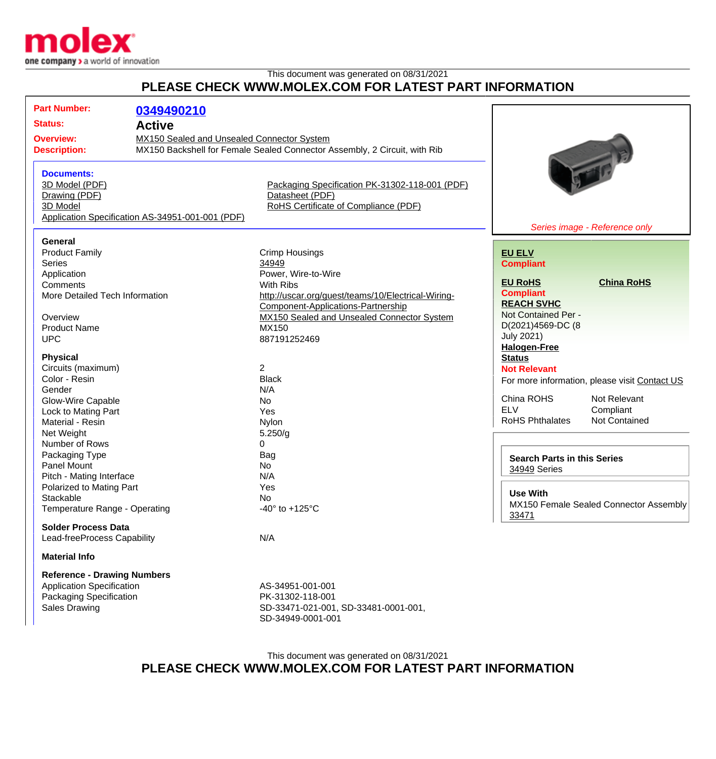This document was generated on 08/31/2021

**PLEASE CHECK WWW.MOLEX.COM FOR LATEST PART INFORMATION**

**Part Number:** 0349490210
**Status:** Active
**Overview:** MX150 Sealed and Unsealed Connector System
**Description:** MX150 Backshell for Female Sealed Connector Assembly, 2 Circuit, with Rib

**Documents:**

- 3D Model (PDF)
- Drawing (PDF)
- 3D Model
- Application Specification AS-34951-001-001 (PDF)
- Packaging Specification PK-31302-118-001 (PDF)
- Datasheet (PDF)
- RoHS Certificate of Compliance (PDF)

*Series image - Reference only*

**General**

| | |
|---|---|
| Product Family | Crimp Housings |
| Series | 34949 |
| Application | Power, Wire-to-Wire |
| Comments | With Ribs |
| More Detailed Tech Information | http://uscar.org/guest/teams/10/Electrical-Wiring-Component-Applications-Partnership |
| Overview | MX150 Sealed and Unsealed Connector System |
| Product Name | MX150 |
| UPC | 887191252469 |

**Physical**

| | |
|---|---|
| Circuits (maximum) | 2 |
| Color - Resin | Black |
| Gender | N/A |
| Glow-Wire Capable | No |
| Lock to Mating Part | Yes |
| Material - Resin | Nylon |
| Net Weight | 5.250/g |
| Number of Rows | 0 |
| Packaging Type | Bag |
| Panel Mount | No |
| Pitch - Mating Interface | N/A |
| Polarized to Mating Part | Yes |
| Stackable | No |
| Temperature Range - Operating | -40° to +125°C |

**Solder Process Data**

| | |
|---|---|
| Lead-freeProcess Capability | N/A |

**Material Info**

**Reference - Drawing Numbers**

| | |
|---|---|
| Application Specification | AS-34951-001-001 |
| Packaging Specification | PK-31302-118-001 |
| Sales Drawing | SD-33471-021-001, SD-33481-0001-001, SD-34949-0001-001 |

**EU ELV**
**Compliant**

**EU RoHS**
**Compliant**

**China RoHS**

**REACH SVHC**
Not Contained Per - D(2021)4569-DC (8 July 2021)

**Halogen-Free Status**
**Not Relevant**

For more information, please visit Contact US

| | |
|---|---|
| China ROHS | Not Relevant |
| ELV | Compliant |
| RoHS Phthalates | Not Contained |

**Search Parts in this Series**
34949 Series

**Use With**
MX150 Female Sealed Connector Assembly 33471

This document was generated on 08/31/2021

**PLEASE CHECK WWW.MOLEX.COM FOR LATEST PART INFORMATION**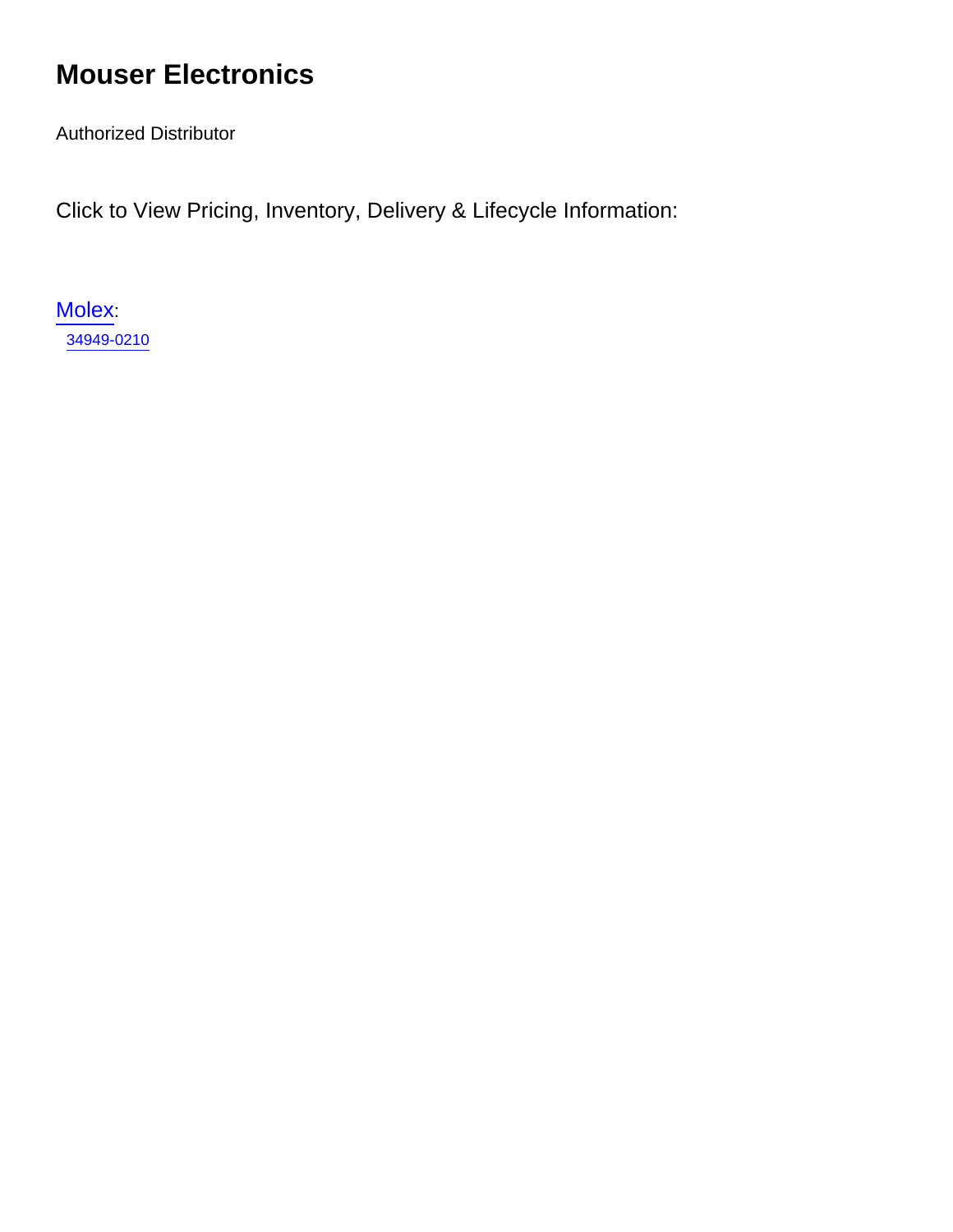# Mouser Electronics

Authorized Distributor

Click to View Pricing, Inventory, Delivery & Lifecycle Information:

Molex:

34949-0210